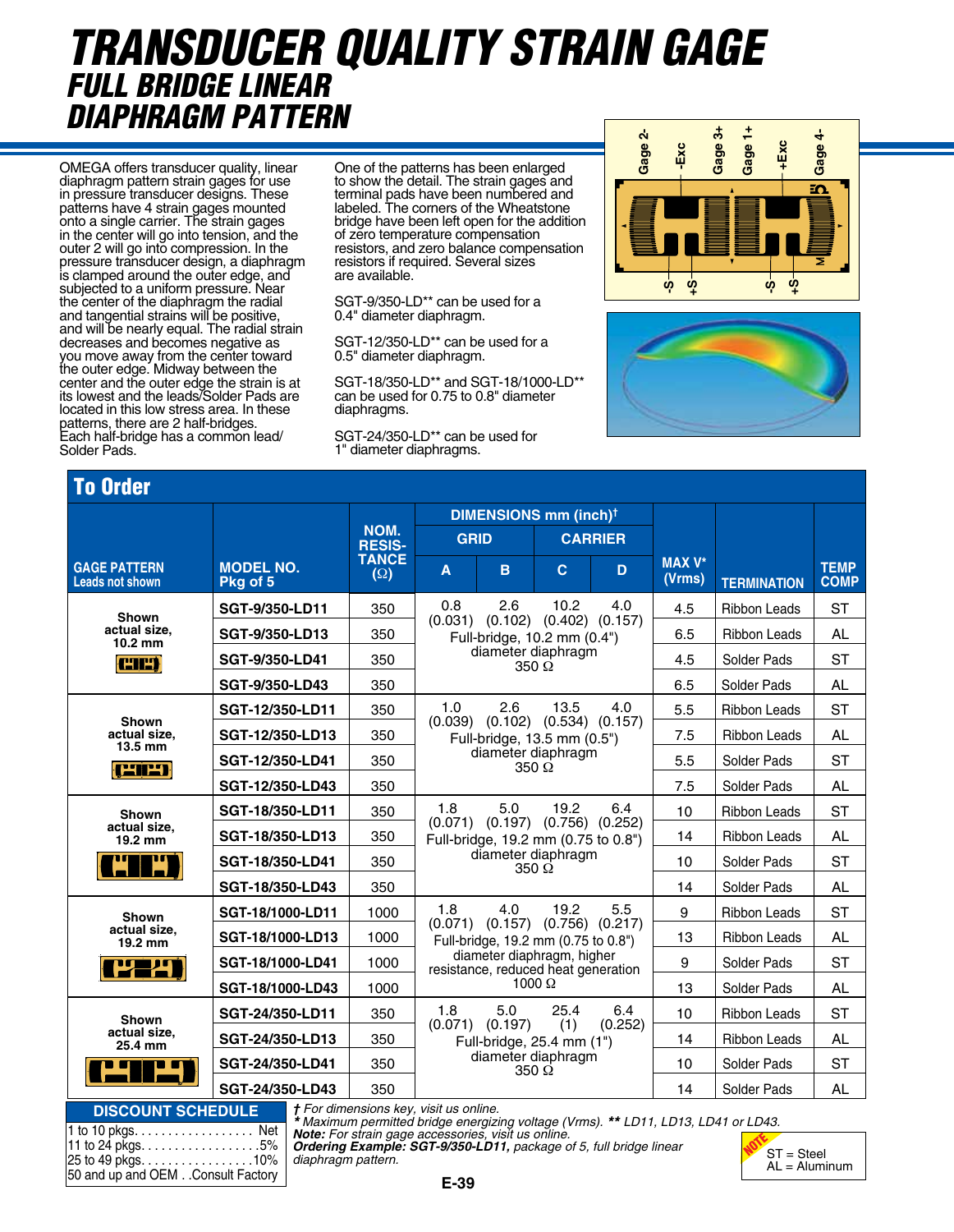# TRANSDUCER QUALITY STRAIN GAGE

## FULL BRIDGE LINEAR DIAPHRAGM PATTERN

OMEGA offers transducer quality, linear diaphragm pattern strain gages for use in pressure transducer designs. These patterns have 4 strain gages mounted onto a single carrier. The strain gages in the center will go into tension, and the outer 2 will go into compression. In the pressure transducer design, a diaphragm is clamped around the outer edge, and subjected to a uniform pressure. Near the center of the diaphragm the radial and tangential strains will be positive, and will be nearly equal. The radial strain decreases and becomes negative as you move away from the center toward the outer edge. Midway between the center and the outer edge the strain is at its lowest and the leads/Solder Pads are located in this low stress area. In these patterns, there are 2 half-bridges. Each half-bridge has a common lead/ Solder Pads.

One of the patterns has been enlarged to show the detail. The strain gages and terminal pads have been numbered and labeled. The corners of the Wheatstone bridge have been left open for the addition of zero temperature compensation resistors, and zero balance compensation resistors if required. Several sizes are available.

SGT-9/350-LD** can be used for a 0.4" diameter diaphragm.

SGT-12/350-LD** can be used for a 0.5" diameter diaphragm.

SGT-18/350-LD** and SGT-18/1000-LD** can be used for 0.75 to 0.8" diameter diaphragms.

SGT-24/350-LD** can be used for 1" diameter diaphragms.

Gage 2- | -Exc | Gage 3+ | Gage 1+ | +Exc | Gage 4- | -S | +S | -S | +S

## To Order

| GAGE PATTERN Leads not shown | MODEL NO. Pkg of 5 | NOM. RESISTANCE (Ω) | DIMENSIONS mm (inch)† GRID A | B | CARRIER C | D | MAX V* (Vrms) | TERMINATION | TEMP COMP |
|---|---|---|---|---|---|---|---|---|---|
| Shown actual size, 10.2 mm | SGT-9/350-LD11 | 350 | 0.8 (0.031) | 2.6 (0.102) | 10.2 (0.402) | 4.0 (0.157) | 4.5 | Ribbon Leads | ST |
| | SGT-9/350-LD13 | 350 | Full-bridge, 10.2 mm (0.4") diameter diaphragm 350 Ω | | | | 6.5 | Ribbon Leads | AL |
| | SGT-9/350-LD41 | 350 | | | | | 4.5 | Solder Pads | ST |
| | SGT-9/350-LD43 | 350 | | | | | 6.5 | Solder Pads | AL |
| Shown actual size, 13.5 mm | SGT-12/350-LD11 | 350 | 1.0 (0.039) | 2.6 (0.102) | 13.5 (0.534) | 4.0 (0.157) | 5.5 | Ribbon Leads | ST |
| | SGT-12/350-LD13 | 350 | Full-bridge, 13.5 mm (0.5") diameter diaphragm 350 Ω | | | | 7.5 | Ribbon Leads | AL |
| | SGT-12/350-LD41 | 350 | | | | | 5.5 | Solder Pads | ST |
| | SGT-12/350-LD43 | 350 | | | | | 7.5 | Solder Pads | AL |
| Shown actual size, 19.2 mm | SGT-18/350-LD11 | 350 | 1.8 (0.071) | 5.0 (0.197) | 19.2 (0.756) | 6.4 (0.252) | 10 | Ribbon Leads | ST |
| | SGT-18/350-LD13 | 350 | Full-bridge, 19.2 mm (0.75 to 0.8") diameter diaphragm 350 Ω | | | | 14 | Ribbon Leads | AL |
| | SGT-18/350-LD41 | 350 | | | | | 10 | Solder Pads | ST |
| | SGT-18/350-LD43 | 350 | | | | | 14 | Solder Pads | AL |
| Shown actual size, 19.2 mm | SGT-18/1000-LD11 | 1000 | 1.8 (0.071) | 4.0 (0.157) | 19.2 (0.756) | 5.5 (0.217) | 9 | Ribbon Leads | ST |
| | SGT-18/1000-LD13 | 1000 | Full-bridge, 19.2 mm (0.75 to 0.8") diameter diaphragm, higher resistance, reduced heat generation 1000 Ω | | | | 13 | Ribbon Leads | AL |
| | SGT-18/1000-LD41 | 1000 | | | | | 9 | Solder Pads | ST |
| | SGT-18/1000-LD43 | 1000 | | | | | 13 | Solder Pads | AL |
| Shown actual size, 25.4 mm | SGT-24/350-LD11 | 350 | 1.8 (0.071) | 5.0 (0.197) | 25.4 (1) | 6.4 (0.252) | 10 | Ribbon Leads | ST |
| | SGT-24/350-LD13 | 350 | Full-bridge, 25.4 mm (1") diameter diaphragm 350 Ω | | | | 14 | Ribbon Leads | AL |
| | SGT-24/350-LD41 | 350 | | | | | 10 | Solder Pads | ST |
| | SGT-24/350-LD43 | 350 | | | | | 14 | Solder Pads | AL |

| DISCOUNT SCHEDULE | |
|---|---|
| 1 to 10 pkgs. | Net |
| 11 to 24 pkgs. | 5% |
| 25 to 49 pkgs. | 10% |
| 50 and up and OEM | Consult Factory |

*† For dimensions key, visit us online.*
*\* Maximum permitted bridge energizing voltage (Vrms). \*\* LD11, LD13, LD41 or LD43.*
***Note:** For strain gage accessories, visit us online.*
***Ordering Example: SGT-9/350-LD11,** package of 5, full bridge linear diaphragm pattern.*

NOTE: ST = Steel, AL = Aluminum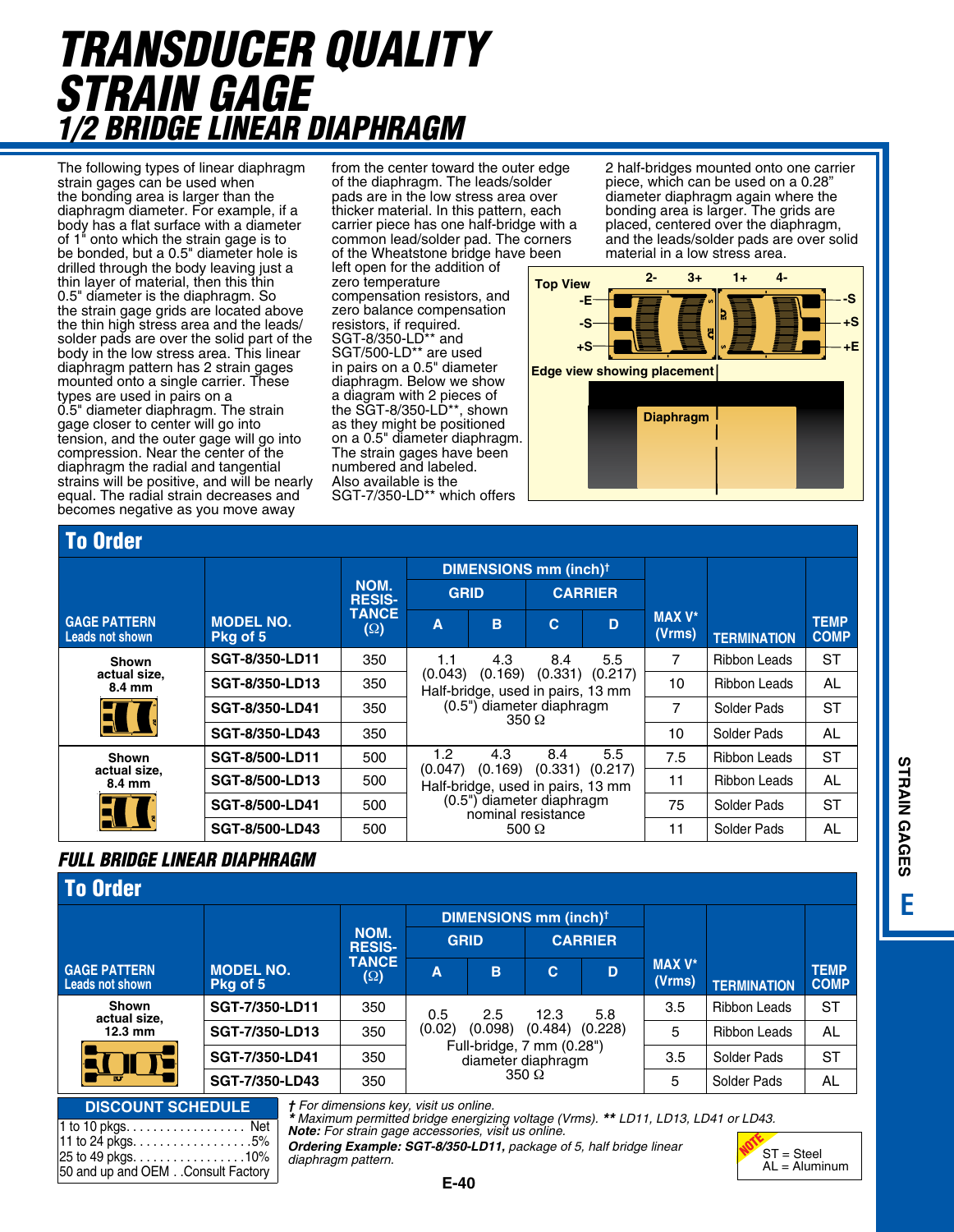# TRANSDUCER QUALITY STRAIN GAGE

## 1/2 BRIDGE LINEAR DIAPHRAGM

The following types of linear diaphragm strain gages can be used when the bonding area is larger than the diaphragm diameter. For example, if a body has a flat surface with a diameter of 1" onto which the strain gage is to be bonded, but a 0.5" diameter hole is drilled through the body leaving just a thin layer of material, then this thin 0.5" diameter is the diaphragm. So the strain gage grids are located above the thin high stress area and the leads/solder pads are over the solid part of the body in the low stress area. This linear diaphragm pattern has 2 strain gages mounted onto a single carrier. These types are used in pairs on a 0.5" diameter diaphragm. The strain gage closer to center will go into tension, and the outer gage will go into compression. Near the center of the diaphragm the radial and tangential strains will be positive, and will be nearly equal. The radial strain decreases and becomes negative as you move away from the center toward the outer edge of the diaphragm. The leads/solder pads are in the low stress area over thicker material. In this pattern, each carrier piece has one half-bridge with a common lead/solder pad. The corners of the Wheatstone bridge have been left open for the addition of zero temperature compensation resistors, and zero balance compensation resistors, if required. SGT-8/350-LD** and SGT/500-LD** are used in pairs on a 0.5" diameter diaphragm. Below we show a diagram with 2 pieces of the SGT-8/350-LD**, shown as they might be positioned on a 0.5" diameter diaphragm. The strain gages have been numbered and labeled. Also available is the SGT-7/350-LD** which offers 2 half-bridges mounted onto one carrier piece, which can be used on a 0.28" diameter diaphragm again where the bonding area is larger. The grids are placed, centered over the diaphragm, and the leads/solder pads are over solid material in a low stress area.

Top View
2- 3+ 1+ 4-
-E -S +S
-S +S +E
Edge view showing placement
Diaphragm

## To Order

| GAGE PATTERN Leads not shown | MODEL NO. Pkg of 5 | NOM. RESISTANCE (Ω) | DIMENSIONS mm (inch)† GRID A | B | CARRIER C | D | MAX V* (Vrms) | TERMINATION | TEMP COMP |
|---|---|---|---|---|---|---|---|---|---|
| Shown actual size, 8.4 mm | SGT-8/350-LD11 | 350 | 1.1 (0.043) | 4.3 (0.169) | 8.4 (0.331) | 5.5 (0.217) | 7 | Ribbon Leads | ST |
| | SGT-8/350-LD13 | 350 | Half-bridge, used in pairs, 13 mm (0.5") diameter diaphragm 350 Ω | | | | 10 | Ribbon Leads | AL |
| | SGT-8/350-LD41 | 350 | | | | | 7 | Solder Pads | ST |
| | SGT-8/350-LD43 | 350 | | | | | 10 | Solder Pads | AL |
| Shown actual size, 8.4 mm | SGT-8/500-LD11 | 500 | 1.2 (0.047) | 4.3 (0.169) | 8.4 (0.331) | 5.5 (0.217) | 7.5 | Ribbon Leads | ST |
| | SGT-8/500-LD13 | 500 | Half-bridge, used in pairs, 13 mm (0.5") diameter diaphragm nominal resistance 500 Ω | | | | 11 | Ribbon Leads | AL |
| | SGT-8/500-LD41 | 500 | | | | | 75 | Solder Pads | ST |
| | SGT-8/500-LD43 | 500 | | | | | 11 | Solder Pads | AL |

## FULL BRIDGE LINEAR DIAPHRAGM

## To Order

| GAGE PATTERN Leads not shown | MODEL NO. Pkg of 5 | NOM. RESISTANCE (Ω) | DIMENSIONS mm (inch)† GRID A | B | CARRIER C | D | MAX V* (Vrms) | TERMINATION | TEMP COMP |
|---|---|---|---|---|---|---|---|---|---|
| Shown actual size, 12.3 mm | SGT-7/350-LD11 | 350 | 0.5 (0.02) | 2.5 (0.098) | 12.3 (0.484) | 5.8 (0.228) | 3.5 | Ribbon Leads | ST |
| | SGT-7/350-LD13 | 350 | Full-bridge, 7 mm (0.28") diameter diaphragm 350 Ω | | | | 5 | Ribbon Leads | AL |
| | SGT-7/350-LD41 | 350 | | | | | 3.5 | Solder Pads | ST |
| | SGT-7/350-LD43 | 350 | | | | | 5 | Solder Pads | AL |

| DISCOUNT SCHEDULE | |
|---|---|
| 1 to 10 pkgs. | Net |
| 11 to 24 pkgs. | 5% |
| 25 to 49 pkgs. | 10% |
| 50 and up and OEM | Consult Factory |

*† For dimensions key, visit us online.*
*\* Maximum permitted bridge energizing voltage (Vrms). \*\* LD11, LD13, LD41 or LD43.*
***Note:** For strain gage accessories, visit us online.*
***Ordering Example: SGT-8/350-LD11,** package of 5, half bridge linear diaphragm pattern.*

NOTE
ST = Steel
AL = Aluminum